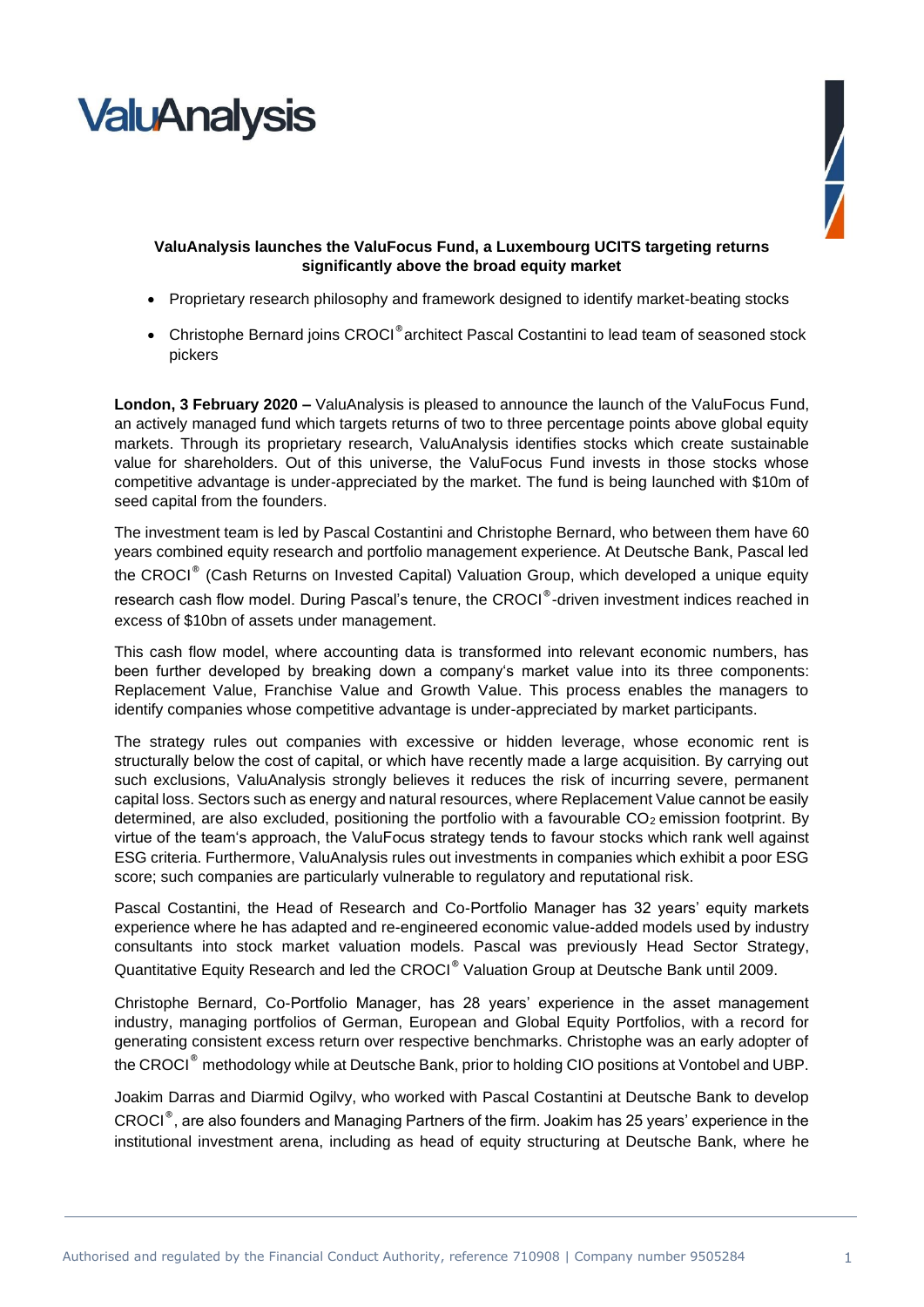# ValuAnalysis

**ValuAnalysis launches the ValuFocus Fund, a Luxembourg UCITS targeting returns significantly above the broad equity market**

- Proprietary research philosophy and framework designed to identify market-beating stocks
- Christophe Bernard joins CROCI® architect Pascal Costantini to lead team of seasoned stock pickers

**London, 3 February 2020 –** ValuAnalysis is pleased to announce the launch of the ValuFocus Fund, an actively managed fund which targets returns of two to three percentage points above global equity markets. Through its proprietary research, ValuAnalysis identifies stocks which create sustainable value for shareholders. Out of this universe, the ValuFocus Fund invests in those stocks whose competitive advantage is under-appreciated by the market. The fund is being launched with $10m of seed capital from the founders.

The investment team is led by Pascal Costantini and Christophe Bernard, who between them have 60 years combined equity research and portfolio management experience. At Deutsche Bank, Pascal led the CROCI® (Cash Returns on Invested Capital) Valuation Group, which developed a unique equity research cash flow model. During Pascal's tenure, the CROCI®-driven investment indices reached in excess of $10bn of assets under management.

This cash flow model, where accounting data is transformed into relevant economic numbers, has been further developed by breaking down a company's market value into its three components: Replacement Value, Franchise Value and Growth Value. This process enables the managers to identify companies whose competitive advantage is under-appreciated by market participants.

The strategy rules out companies with excessive or hidden leverage, whose economic rent is structurally below the cost of capital, or which have recently made a large acquisition. By carrying out such exclusions, ValuAnalysis strongly believes it reduces the risk of incurring severe, permanent capital loss. Sectors such as energy and natural resources, where Replacement Value cannot be easily determined, are also excluded, positioning the portfolio with a favourable $CO_2$ emission footprint. By virtue of the team's approach, the ValuFocus strategy tends to favour stocks which rank well against ESG criteria. Furthermore, ValuAnalysis rules out investments in companies which exhibit a poor ESG score; such companies are particularly vulnerable to regulatory and reputational risk.

Pascal Costantini, the Head of Research and Co-Portfolio Manager has 32 years' equity markets experience where he has adapted and re-engineered economic value-added models used by industry consultants into stock market valuation models. Pascal was previously Head Sector Strategy, Quantitative Equity Research and led the CROCI® Valuation Group at Deutsche Bank until 2009.

Christophe Bernard, Co-Portfolio Manager, has 28 years' experience in the asset management industry, managing portfolios of German, European and Global Equity Portfolios, with a record for generating consistent excess return over respective benchmarks. Christophe was an early adopter of the CROCI® methodology while at Deutsche Bank, prior to holding CIO positions at Vontobel and UBP.

Joakim Darras and Diarmid Ogilvy, who worked with Pascal Costantini at Deutsche Bank to develop CROCI®, are also founders and Managing Partners of the firm. Joakim has 25 years' experience in the institutional investment arena, including as head of equity structuring at Deutsche Bank, where he

Authorised and regulated by the Financial Conduct Authority, reference 710908 | Company number 9505284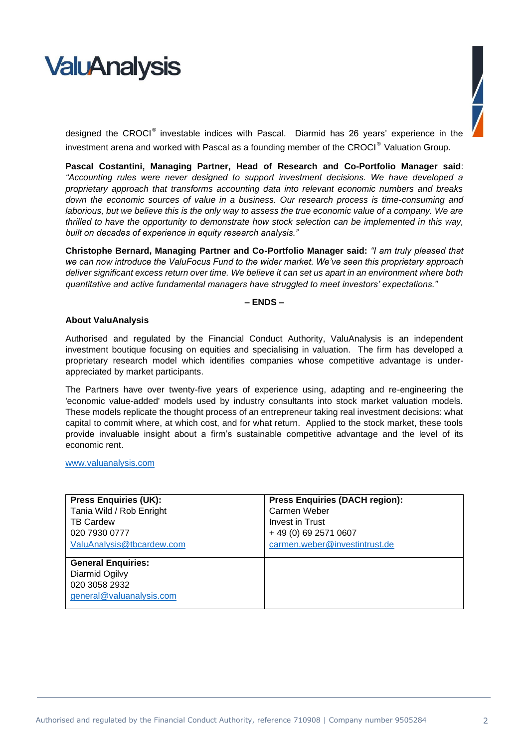designed the CROCI® investable indices with Pascal. Diarmid has 26 years' experience in the investment arena and worked with Pascal as a founding member of the CROCI® Valuation Group.

**Pascal Costantini, Managing Partner, Head of Research and Co-Portfolio Manager said**: *"Accounting rules were never designed to support investment decisions. We have developed a proprietary approach that transforms accounting data into relevant economic numbers and breaks down the economic sources of value in a business. Our research process is time-consuming and laborious, but we believe this is the only way to assess the true economic value of a company. We are thrilled to have the opportunity to demonstrate how stock selection can be implemented in this way, built on decades of experience in equity research analysis."*

**Christophe Bernard, Managing Partner and Co-Portfolio Manager said:** *"I am truly pleased that we can now introduce the ValuFocus Fund to the wider market. We've seen this proprietary approach deliver significant excess return over time. We believe it can set us apart in an environment where both quantitative and active fundamental managers have struggled to meet investors' expectations."*

**– ENDS –**

**About ValuAnalysis**

Authorised and regulated by the Financial Conduct Authority, ValuAnalysis is an independent investment boutique focusing on equities and specialising in valuation. The firm has developed a proprietary research model which identifies companies whose competitive advantage is under-appreciated by market participants.

The Partners have over twenty-five years of experience using, adapting and re-engineering the 'economic value-added' models used by industry consultants into stock market valuation models. These models replicate the thought process of an entrepreneur taking real investment decisions: what capital to commit where, at which cost, and for what return. Applied to the stock market, these tools provide invaluable insight about a firm's sustainable competitive advantage and the level of its economic rent.

www.valuanalysis.com

| | |
|---|---|
| **Press Enquiries (UK):**<br>Tania Wild / Rob Enright<br>TB Cardew<br>020 7930 0777<br>ValuAnalysis@tbcardew.com | **Press Enquiries (DACH region):**<br>Carmen Weber<br>Invest in Trust<br>+ 49 (0) 69 2571 0607<br>carmen.weber@investintrust.de |
| **General Enquiries:**<br>Diarmid Ogilvy<br>020 3058 2932<br>general@valuanalysis.com | |

Authorised and regulated by the Financial Conduct Authority, reference 710908 | Company number 9505284